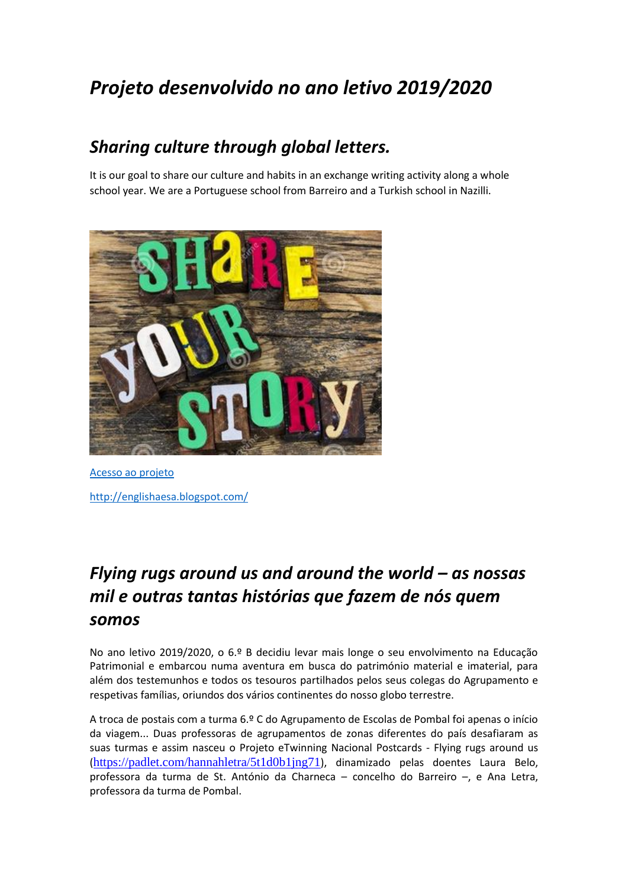# *Projeto desenvolvido no ano letivo 2019/2020*

## *Sharing culture through global letters.*

It is our goal to share our culture and habits in an exchange writing activity along a whole school year. We are a Portuguese school from Barreiro and a Turkish school in Nazilli.

[Acesso ao projeto](http://englishaesa.blogspot.com/)

http://englishaesa.blogspot.com/

## *Flying rugs around us and around the world – as nossas mil e outras tantas histórias que fazem de nós quem somos*

No ano letivo 2019/2020, o 6.º B decidiu levar mais longe o seu envolvimento na Educação Patrimonial e embarcou numa aventura em busca do património material e imaterial, para além dos testemunhos e todos os tesouros partilhados pelos seus colegas do Agrupamento e respetivas famílias, oriundos dos vários continentes do nosso globo terrestre.

A troca de postais com a turma 6.º C do Agrupamento de Escolas de Pombal foi apenas o início da viagem... Duas professoras de agrupamentos de zonas diferentes do país desafiaram as suas turmas e assim nasceu o Projeto eTwinning Nacional Postcards - Flying rugs around us (https://padlet.com/hannahletra/5t1d0b1jng71), dinamizado pelas doentes Laura Belo, professora da turma de St. António da Charneca – concelho do Barreiro –, e Ana Letra, professora da turma de Pombal.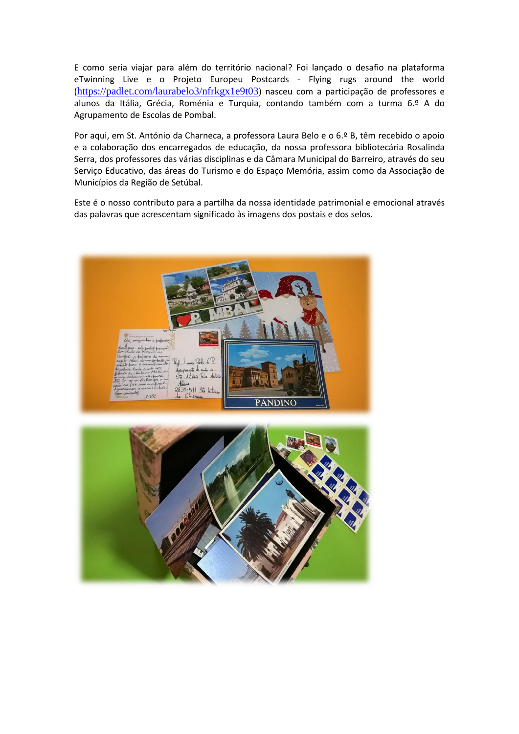E como seria viajar para além do território nacional? Foi lançado o desafio na plataforma eTwinning Live e o Projeto Europeu Postcards - Flying rugs around the world (https://padlet.com/laurabelo3/nfrkgx1e9t03) nasceu com a participação de professores e alunos da Itália, Grécia, Roménia e Turquia, contando também com a turma 6.º A do Agrupamento de Escolas de Pombal.

Por aqui, em St. António da Charneca, a professora Laura Belo e o 6.º B, têm recebido o apoio e a colaboração dos encarregados de educação, da nossa professora bibliotecária Rosalinda Serra, dos professores das várias disciplinas e da Câmara Municipal do Barreiro, através do seu Serviço Educativo, das áreas do Turismo e do Espaço Memória, assim como da Associação de Municípios da Região de Setúbal.

Este é o nosso contributo para a partilha da nossa identidade patrimonial e emocional através das palavras que acrescentam significado às imagens dos postais e dos selos.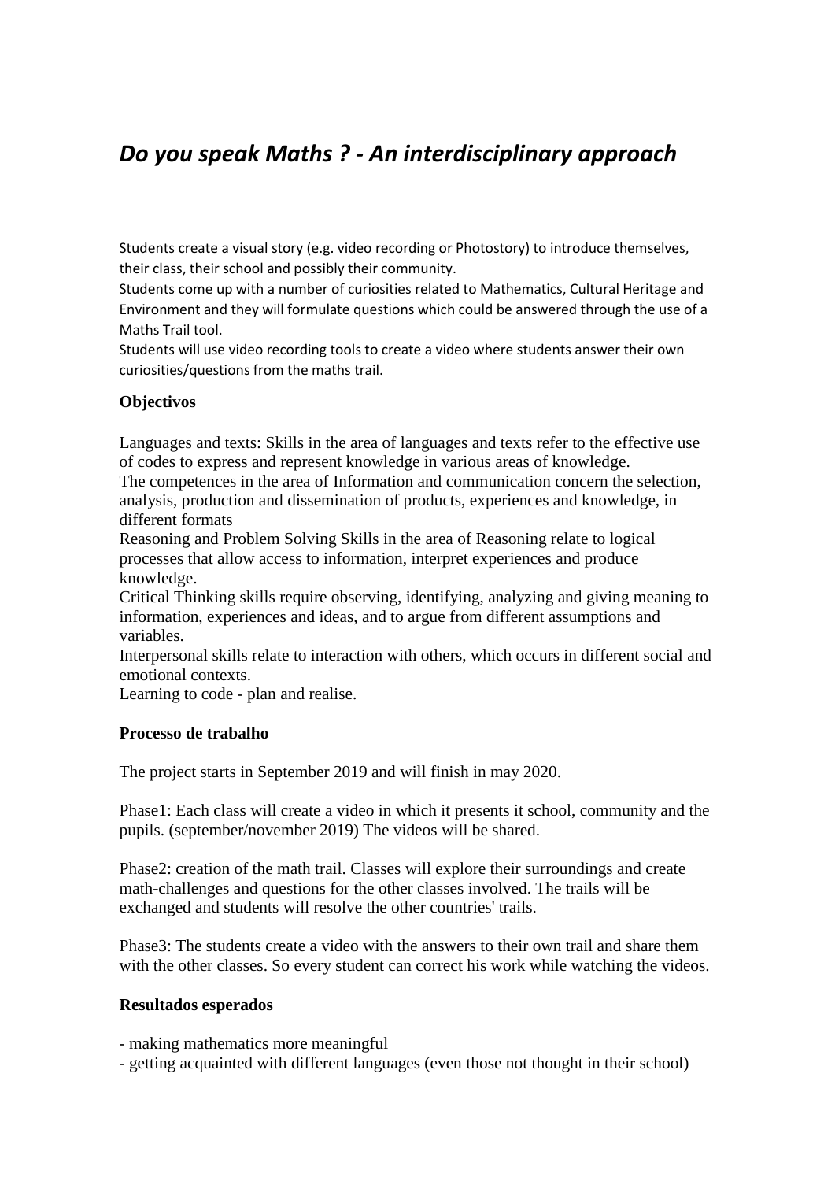# *Do you speak Maths ? - An interdisciplinary approach*

Students create a visual story (e.g. video recording or Photostory) to introduce themselves, their class, their school and possibly their community.
Students come up with a number of curiosities related to Mathematics, Cultural Heritage and Environment and they will formulate questions which could be answered through the use of a Maths Trail tool.
Students will use video recording tools to create a video where students answer their own curiosities/questions from the maths trail.

**Objectivos**

Languages and texts: Skills in the area of languages and texts refer to the effective use of codes to express and represent knowledge in various areas of knowledge.
The competences in the area of Information and communication concern the selection, analysis, production and dissemination of products, experiences and knowledge, in different formats
Reasoning and Problem Solving Skills in the area of Reasoning relate to logical processes that allow access to information, interpret experiences and produce knowledge.
Critical Thinking skills require observing, identifying, analyzing and giving meaning to information, experiences and ideas, and to argue from different assumptions and variables.
Interpersonal skills relate to interaction with others, which occurs in different social and emotional contexts.
Learning to code - plan and realise.

**Processo de trabalho**

The project starts in September 2019 and will finish in may 2020.

Phase1: Each class will create a video in which it presents it school, community and the pupils. (september/november 2019) The videos will be shared.

Phase2: creation of the math trail. Classes will explore their surroundings and create math-challenges and questions for the other classes involved. The trails will be exchanged and students will resolve the other countries' trails.

Phase3: The students create a video with the answers to their own trail and share them with the other classes. So every student can correct his work while watching the videos.

**Resultados esperados**

- making mathematics more meaningful
- getting acquainted with different languages (even those not thought in their school)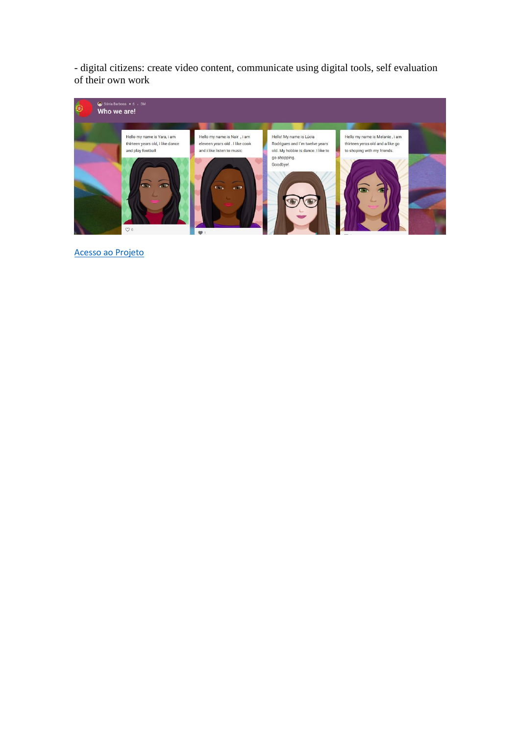- digital citizens: create video content, communicate using digital tools, self evaluation of their own work

[Acesso ao Projeto]